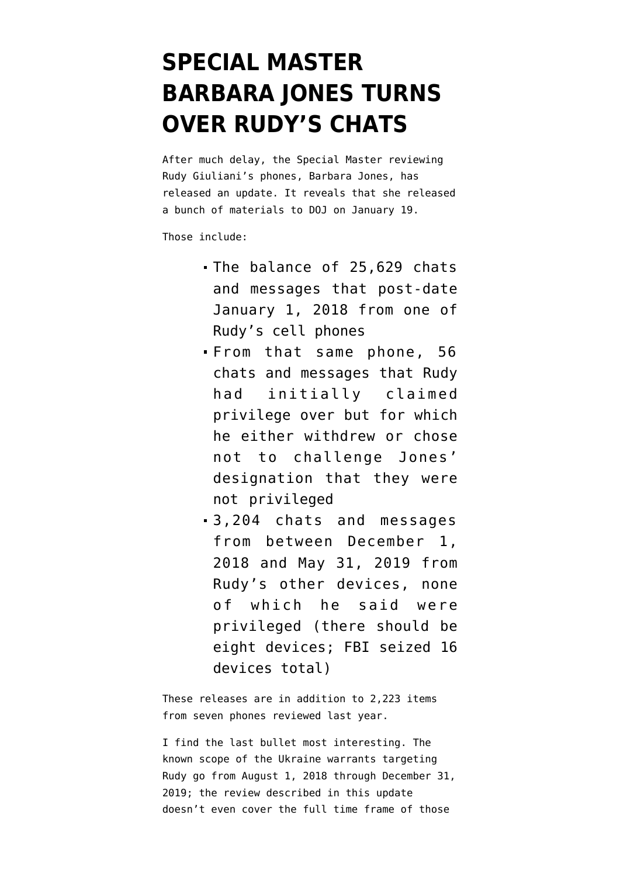# SPECIAL MASTER BARBARA JONES TURNS OVER RUDY'S CHATS

After much delay, the Special Master reviewing Rudy Giuliani's phones, Barbara Jones, has released an update. It reveals that she released a bunch of materials to DOJ on January 19.

Those include:

- The balance of 25,629 chats and messages that post-date January 1, 2018 from one of Rudy's cell phones
- From that same phone, 56 chats and messages that Rudy had initially claimed privilege over but for which he either withdrew or chose not to challenge Jones' designation that they were not privileged
- 3,204 chats and messages from between December 1, 2018 and May 31, 2019 from Rudy's other devices, none of which he said were privileged (there should be eight devices; FBI seized 16 devices total)

These releases are in addition to 2,223 items from seven phones reviewed last year.

I find the last bullet most interesting. The known scope of the Ukraine warrants targeting Rudy go from August 1, 2018 through December 31, 2019; the review described in this update doesn't even cover the full time frame of those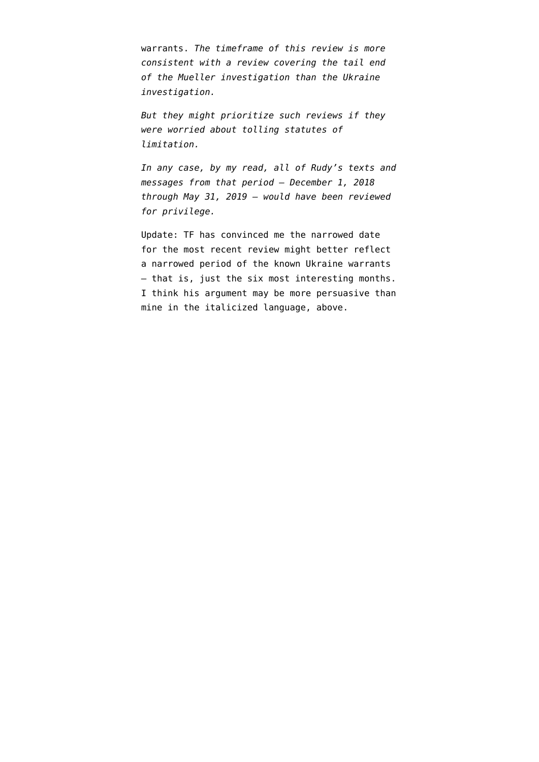warrants. *The timeframe of this review is more consistent with a review covering the tail end of the Mueller investigation than the Ukraine investigation.*

*But they might prioritize such reviews if they were worried about tolling statutes of limitation.*

*In any case, by my read, all of Rudy's texts and messages from that period — December 1, 2018 through May 31, 2019 — would have been reviewed for privilege.*

Update: TF has convinced me the narrowed date for the most recent review might better reflect a narrowed period of the known Ukraine warrants — that is, just the six most interesting months. I think his argument may be more persuasive than mine in the italicized language, above.